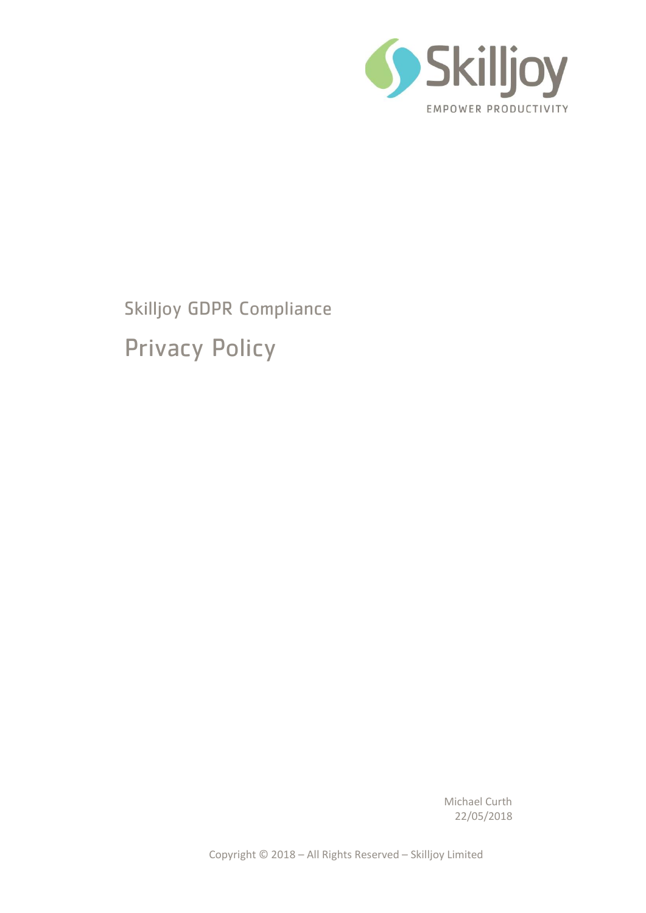Skilljoy

EMPOWER PRODUCTIVITY

## Skilljoy GDPR Compliance

# Privacy Policy

Michael Curth
22/05/2018

Copyright © 2018 – All Rights Reserved – Skilljoy Limited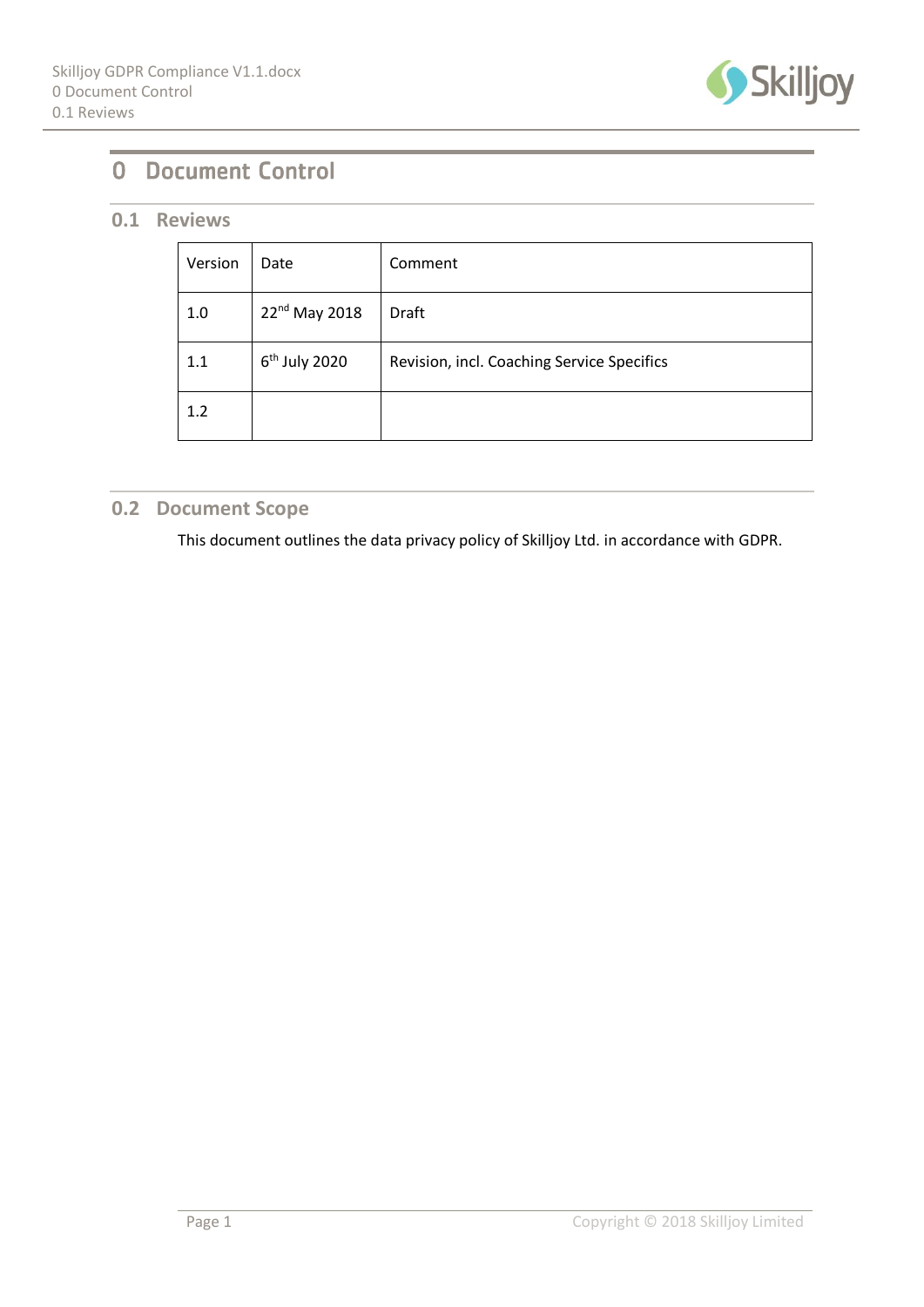# 0 Document Control

## 0.1 Reviews

| Version | Date | Comment |
|---|---|---|
| 1.0 | 22nd May 2018 | Draft |
| 1.1 | 6th July 2020 | Revision, incl. Coaching Service Specifics |
| 1.2 | | |

## 0.2 Document Scope

This document outlines the data privacy policy of Skilljoy Ltd. in accordance with GDPR.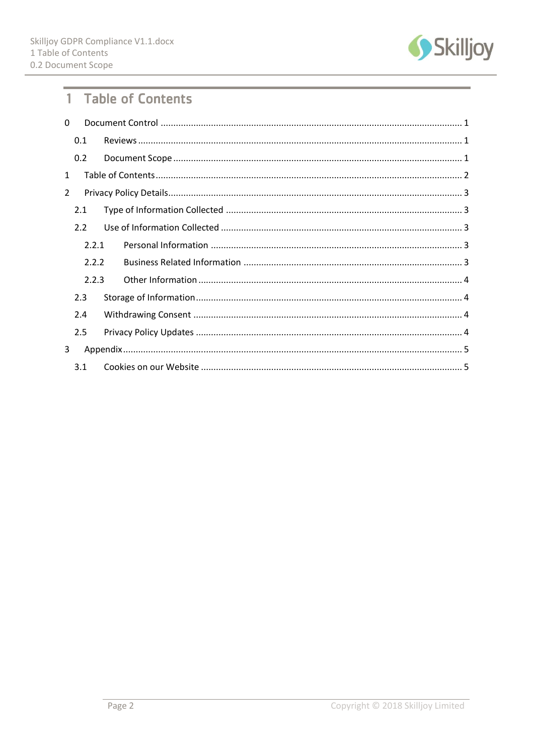# 1 Table of Contents

0 Document Control ........................................................................................................ 1

- 0.1 Reviews ................................................................................................................ 1
- 0.2 Document Scope ................................................................................................... 1

1 Table of Contents ......................................................................................................... 2

2 Privacy Policy Details .................................................................................................... 3

- 2.1 Type of Information Collected ................................................................................ 3
- 2.2 Use of Information Collected .................................................................................. 3
  - 2.2.1 Personal Information ........................................................................................ 3
  - 2.2.2 Business Related Information ........................................................................... 3
  - 2.2.3 Other Information ............................................................................................. 4
- 2.3 Storage of Information ............................................................................................ 4
- 2.4 Withdrawing Consent ............................................................................................. 4
- 2.5 Privacy Policy Updates ........................................................................................... 4

3 Appendix ...................................................................................................................... 5

- 3.1 Cookies on our Website ......................................................................................... 5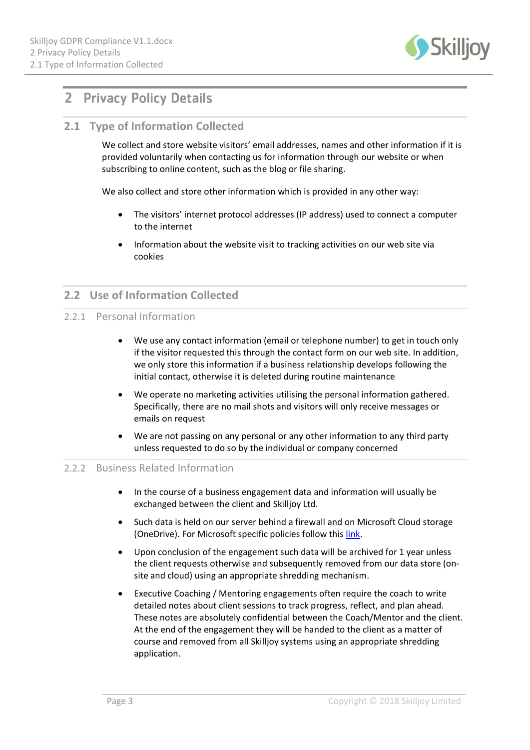# 2 Privacy Policy Details

## 2.1 Type of Information Collected

We collect and store website visitors' email addresses, names and other information if it is provided voluntarily when contacting us for information through our website or when subscribing to online content, such as the blog or file sharing.

We also collect and store other information which is provided in any other way:

- The visitors' internet protocol addresses (IP address) used to connect a computer to the internet
- Information about the website visit to tracking activities on our web site via cookies

## 2.2 Use of Information Collected

### 2.2.1 Personal Information

- We use any contact information (email or telephone number) to get in touch only if the visitor requested this through the contact form on our web site. In addition, we only store this information if a business relationship develops following the initial contact, otherwise it is deleted during routine maintenance
- We operate no marketing activities utilising the personal information gathered. Specifically, there are no mail shots and visitors will only receive messages or emails on request
- We are not passing on any personal or any other information to any third party unless requested to do so by the individual or company concerned

### 2.2.2 Business Related Information

- In the course of a business engagement data and information will usually be exchanged between the client and Skilljoy Ltd.
- Such data is held on our server behind a firewall and on Microsoft Cloud storage (OneDrive). For Microsoft specific policies follow this link.
- Upon conclusion of the engagement such data will be archived for 1 year unless the client requests otherwise and subsequently removed from our data store (on-site and cloud) using an appropriate shredding mechanism.
- Executive Coaching / Mentoring engagements often require the coach to write detailed notes about client sessions to track progress, reflect, and plan ahead. These notes are absolutely confidential between the Coach/Mentor and the client. At the end of the engagement they will be handed to the client as a matter of course and removed from all Skilljoy systems using an appropriate shredding application.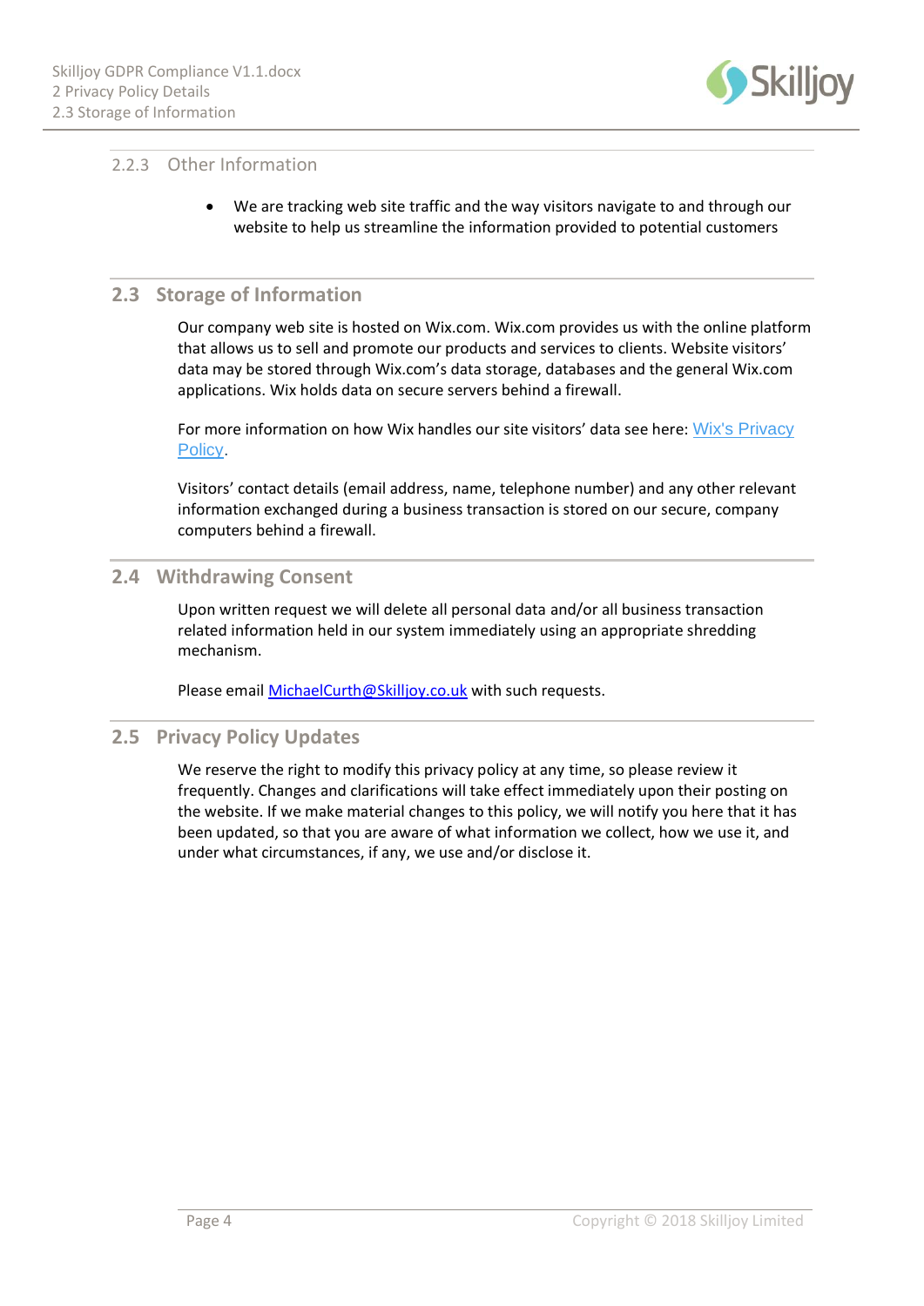#### 2.2.3 Other Information

- We are tracking web site traffic and the way visitors navigate to and through our website to help us streamline the information provided to potential customers

### 2.3 Storage of Information

Our company web site is hosted on Wix.com. Wix.com provides us with the online platform that allows us to sell and promote our products and services to clients. Website visitors' data may be stored through Wix.com's data storage, databases and the general Wix.com applications. Wix holds data on secure servers behind a firewall.

For more information on how Wix handles our site visitors' data see here: Wix's Privacy Policy.

Visitors' contact details (email address, name, telephone number) and any other relevant information exchanged during a business transaction is stored on our secure, company computers behind a firewall.

### 2.4 Withdrawing Consent

Upon written request we will delete all personal data and/or all business transaction related information held in our system immediately using an appropriate shredding mechanism.

Please email MichaelCurth@Skilljoy.co.uk with such requests.

### 2.5 Privacy Policy Updates

We reserve the right to modify this privacy policy at any time, so please review it frequently. Changes and clarifications will take effect immediately upon their posting on the website. If we make material changes to this policy, we will notify you here that it has been updated, so that you are aware of what information we collect, how we use it, and under what circumstances, if any, we use and/or disclose it.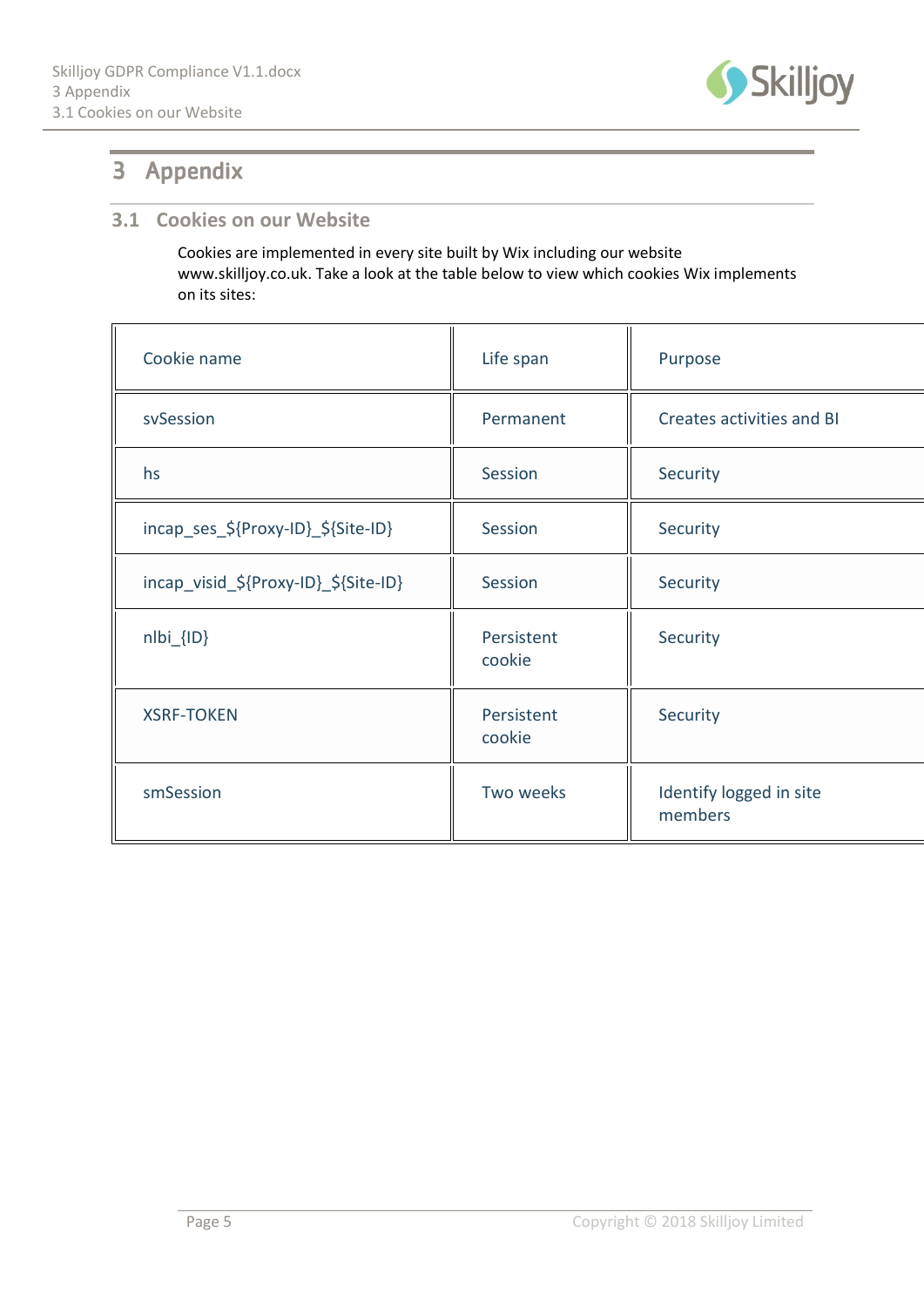# 3 Appendix

## 3.1 Cookies on our Website

Cookies are implemented in every site built by Wix including our website www.skilljoy.co.uk. Take a look at the table below to view which cookies Wix implements on its sites:

| Cookie name | Life span | Purpose |
|---|---|---|
| svSession | Permanent | Creates activities and BI |
| hs | Session | Security |
| incap_ses_${Proxy-ID}_${Site-ID} | Session | Security |
| incap_visid_${Proxy-ID}_${Site-ID} | Session | Security |
| nlbi_{ID} | Persistent cookie | Security |
| XSRF-TOKEN | Persistent cookie | Security |
| smSession | Two weeks | Identify logged in site members |